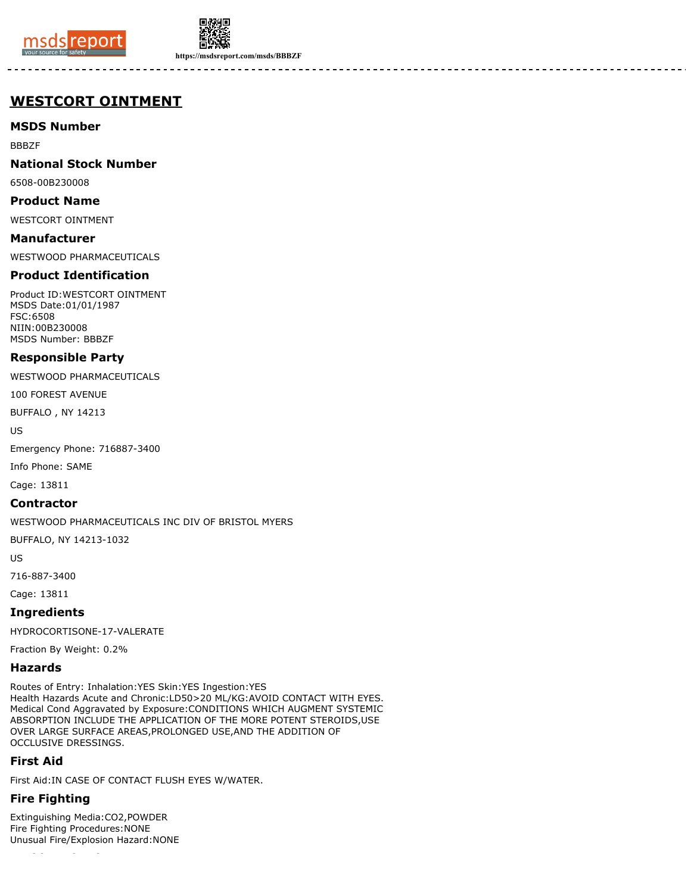# WESTCORT OINTMENT

## MSDS Number

BBBZF

## National Stock Number

6508-00B230008

## Product Name

WESTCORT OINTMENT

## Manufacturer

WESTWOOD PHARMACEUTICALS

## Product Identification

Product ID:WESTCORT OINTMENT
MSDS Date:01/01/1987
FSC:6508
NIIN:00B230008
MSDS Number: BBBZF

## Responsible Party

WESTWOOD PHARMACEUTICALS

100 FOREST AVENUE

BUFFALO , NY 14213

US

Emergency Phone: 716887-3400

Info Phone: SAME

Cage: 13811

## Contractor

WESTWOOD PHARMACEUTICALS INC DIV OF BRISTOL MYERS

BUFFALO, NY 14213-1032

US

716-887-3400

Cage: 13811

## Ingredients

HYDROCORTISONE-17-VALERATE

Fraction By Weight: 0.2%

## Hazards

Routes of Entry: Inhalation:YES Skin:YES Ingestion:YES
Health Hazards Acute and Chronic:LD50>20 ML/KG:AVOID CONTACT WITH EYES.
Medical Cond Aggravated by Exposure:CONDITIONS WHICH AUGMENT SYSTEMIC ABSORPTION INCLUDE THE APPLICATION OF THE MORE POTENT STEROIDS,USE OVER LARGE SURFACE AREAS,PROLONGED USE,AND THE ADDITION OF OCCLUSIVE DRESSINGS.

## First Aid

First Aid:IN CASE OF CONTACT FLUSH EYES W/WATER.

## Fire Fighting

Extinguishing Media:CO2,POWDER
Fire Fighting Procedures:NONE
Unusual Fire/Explosion Hazard:NONE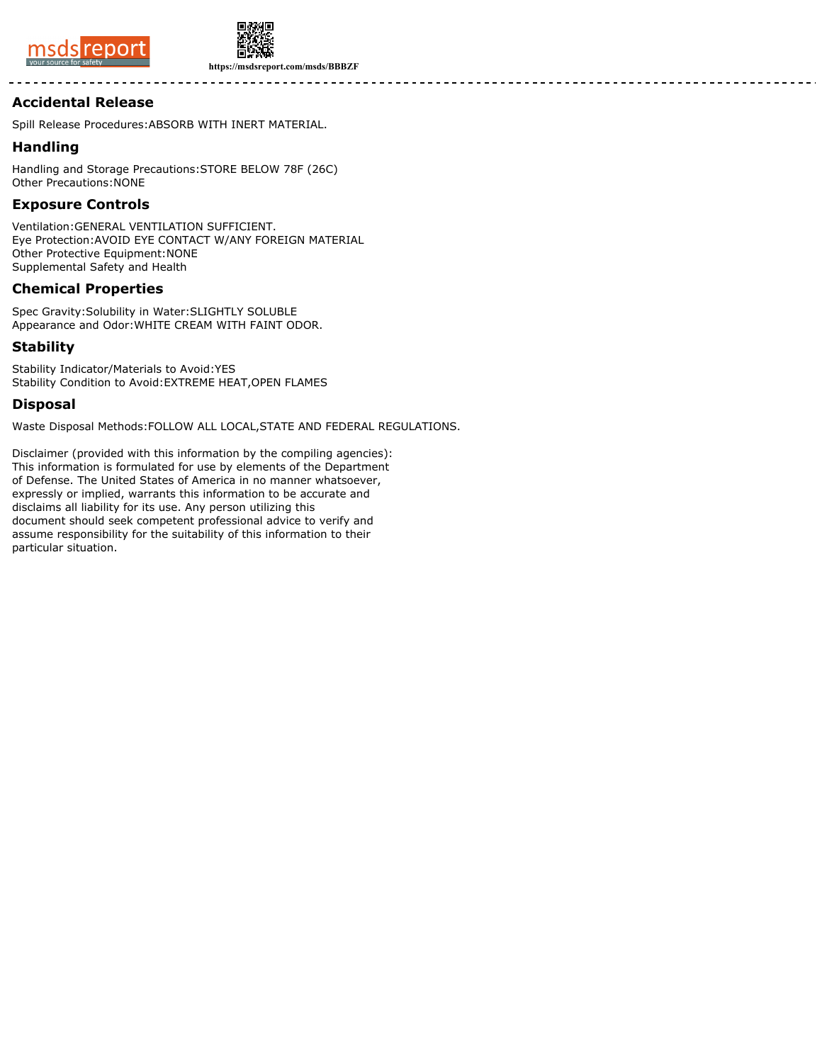## Accidental Release

Spill Release Procedures:ABSORB WITH INERT MATERIAL.

## Handling

Handling and Storage Precautions:STORE BELOW 78F (26C)
Other Precautions:NONE

## Exposure Controls

Ventilation:GENERAL VENTILATION SUFFICIENT.
Eye Protection:AVOID EYE CONTACT W/ANY FOREIGN MATERIAL
Other Protective Equipment:NONE
Supplemental Safety and Health

## Chemical Properties

Spec Gravity:Solubility in Water:SLIGHTLY SOLUBLE
Appearance and Odor:WHITE CREAM WITH FAINT ODOR.

## Stability

Stability Indicator/Materials to Avoid:YES
Stability Condition to Avoid:EXTREME HEAT,OPEN FLAMES

## Disposal

Waste Disposal Methods:FOLLOW ALL LOCAL,STATE AND FEDERAL REGULATIONS.

Disclaimer (provided with this information by the compiling agencies): This information is formulated for use by elements of the Department of Defense. The United States of America in no manner whatsoever, expressly or implied, warrants this information to be accurate and disclaims all liability for its use. Any person utilizing this document should seek competent professional advice to verify and assume responsibility for the suitability of this information to their particular situation.